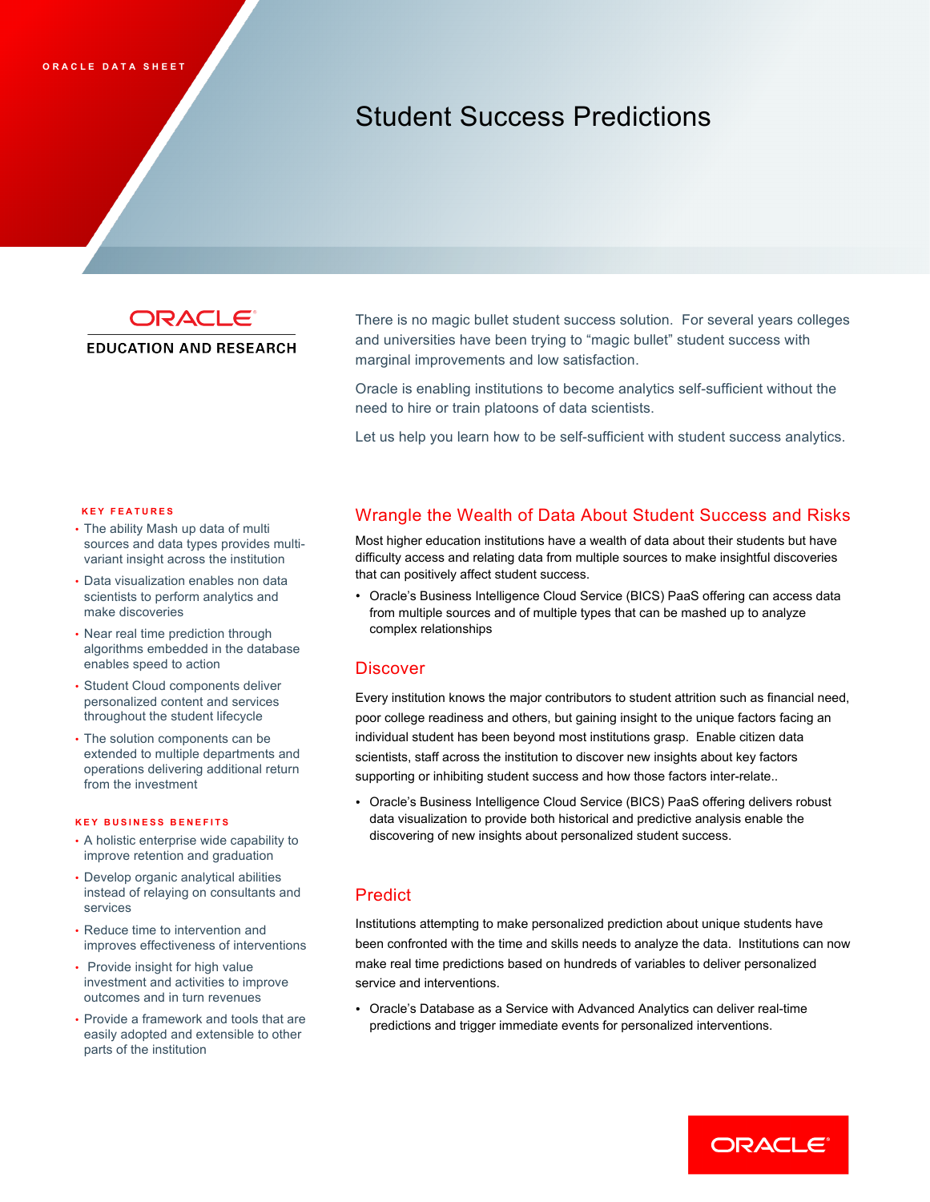ORACLE DATA SHEET

# Student Success Predictions

ORACLE

EDUCATION AND RESEARCH

There is no magic bullet student success solution. For several years colleges and universities have been trying to "magic bullet" student success with marginal improvements and low satisfaction.

Oracle is enabling institutions to become analytics self-sufficient without the need to hire or train platoons of data scientists.

Let us help you learn how to be self-sufficient with student success analytics.

## Wrangle the Wealth of Data About Student Success and Risks

Most higher education institutions have a wealth of data about their students but have difficulty access and relating data from multiple sources to make insightful discoveries that can positively affect student success.

- Oracle's Business Intelligence Cloud Service (BICS) PaaS offering can access data from multiple sources and of multiple types that can be mashed up to analyze complex relationships

## Discover

Every institution knows the major contributors to student attrition such as financial need, poor college readiness and others, but gaining insight to the unique factors facing an individual student has been beyond most institutions grasp. Enable citizen data scientists, staff across the institution to discover new insights about key factors supporting or inhibiting student success and how those factors inter-relate..

- Oracle's Business Intelligence Cloud Service (BICS) PaaS offering delivers robust data visualization to provide both historical and predictive analysis enable the discovering of new insights about personalized student success.

## Predict

Institutions attempting to make personalized prediction about unique students have been confronted with the time and skills needs to analyze the data. Institutions can now make real time predictions based on hundreds of variables to deliver personalized service and interventions.

- Oracle's Database as a Service with Advanced Analytics can deliver real-time predictions and trigger immediate events for personalized interventions.

### KEY FEATURES

- The ability Mash up data of multi sources and data types provides multi-variant insight across the institution
- Data visualization enables non data scientists to perform analytics and make discoveries
- Near real time prediction through algorithms embedded in the database enables speed to action
- Student Cloud components deliver personalized content and services throughout the student lifecycle
- The solution components can be extended to multiple departments and operations delivering additional return from the investment

### KEY BUSINESS BENEFITS

- A holistic enterprise wide capability to improve retention and graduation
- Develop organic analytical abilities instead of relaying on consultants and services
- Reduce time to intervention and improves effectiveness of interventions
- Provide insight for high value investment and activities to improve outcomes and in turn revenues
- Provide a framework and tools that are easily adopted and extensible to other parts of the institution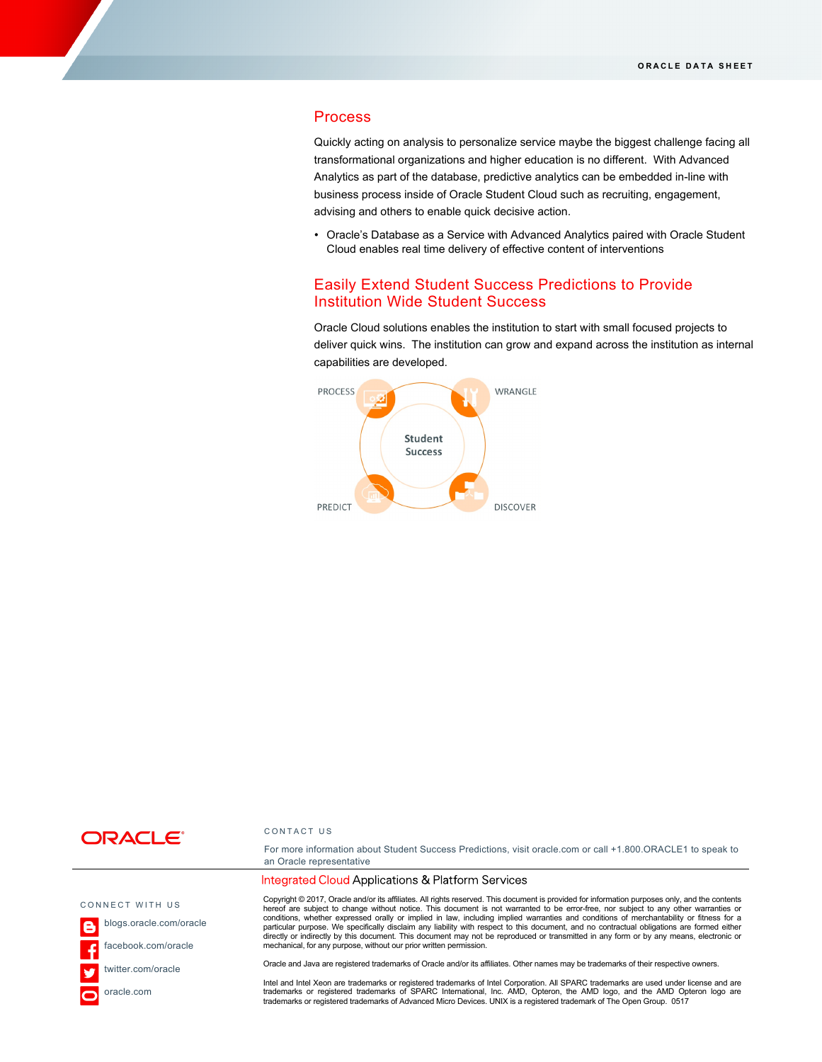## Process

Quickly acting on analysis to personalize service maybe the biggest challenge facing all transformational organizations and higher education is no different. With Advanced Analytics as part of the database, predictive analytics can be embedded in-line with business process inside of Oracle Student Cloud such as recruiting, engagement, advising and others to enable quick decisive action.

- Oracle's Database as a Service with Advanced Analytics paired with Oracle Student Cloud enables real time delivery of effective content of interventions

## Easily Extend Student Success Predictions to Provide Institution Wide Student Success

Oracle Cloud solutions enables the institution to start with small focused projects to deliver quick wins. The institution can grow and expand across the institution as internal capabilities are developed.

PROCESS

WRANGLE

Student Success

PREDICT

DISCOVER

CONTACT US

For more information about Student Success Predictions, visit oracle.com or call +1.800.ORACLE1 to speak to an Oracle representative

CONNECT WITH US

blogs.oracle.com/oracle

facebook.com/oracle

twitter.com/oracle

oracle.com

Integrated Cloud Applications & Platform Services

Copyright © 2017, Oracle and/or its affiliates. All rights reserved. This document is provided for information purposes only, and the contents hereof are subject to change without notice. This document is not warranted to be error-free, nor subject to any other warranties or conditions, whether expressed orally or implied in law, including implied warranties and conditions of merchantability or fitness for a particular purpose. We specifically disclaim any liability with respect to this document, and no contractual obligations are formed either directly or indirectly by this document. This document may not be reproduced or transmitted in any form or by any means, electronic or mechanical, for any purpose, without our prior written permission.

Oracle and Java are registered trademarks of Oracle and/or its affiliates. Other names may be trademarks of their respective owners.

Intel and Intel Xeon are trademarks or registered trademarks of Intel Corporation. All SPARC trademarks are used under license and are trademarks or registered trademarks of SPARC International, Inc. AMD, Opteron, the AMD logo, and the AMD Opteron logo are trademarks or registered trademarks of Advanced Micro Devices. UNIX is a registered trademark of The Open Group. 0517